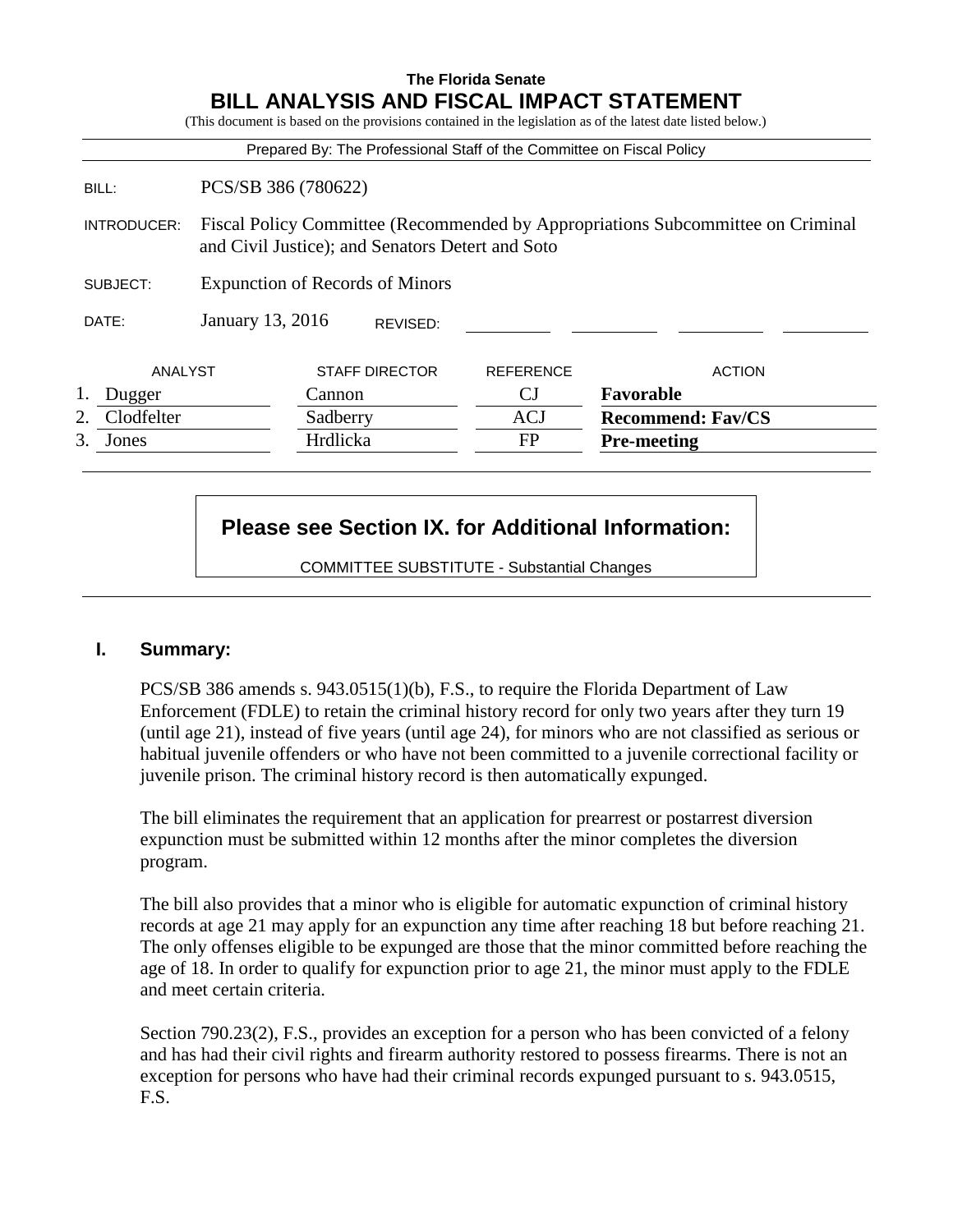**The Florida Senate**

# BILL ANALYSIS AND FISCAL IMPACT STATEMENT

(This document is based on the provisions contained in the legislation as of the latest date listed below.)

Prepared By: The Professional Staff of the Committee on Fiscal Policy

| | |
|---|---|
| BILL: | PCS/SB 386 (780622) |
| INTRODUCER: | Fiscal Policy Committee (Recommended by Appropriations Subcommittee on Criminal and Civil Justice); and Senators Detert and Soto |
| SUBJECT: | Expunction of Records of Minors |
| DATE: | January 13, 2016 REVISED: |

| | ANALYST | STAFF DIRECTOR | REFERENCE | ACTION |
|---|---|---|---|---|
| 1. | Dugger | Cannon | CJ | **Favorable** |
| 2. | Clodfelter | Sadberry | ACJ | **Recommend: Fav/CS** |
| 3. | Jones | Hrdlicka | FP | **Pre-meeting** |

**Please see Section IX. for Additional Information:**

COMMITTEE SUBSTITUTE - Substantial Changes

## I. Summary:

PCS/SB 386 amends s. 943.0515(1)(b), F.S., to require the Florida Department of Law Enforcement (FDLE) to retain the criminal history record for only two years after they turn 19 (until age 21), instead of five years (until age 24), for minors who are not classified as serious or habitual juvenile offenders or who have not been committed to a juvenile correctional facility or juvenile prison. The criminal history record is then automatically expunged.

The bill eliminates the requirement that an application for prearrest or postarrest diversion expunction must be submitted within 12 months after the minor completes the diversion program.

The bill also provides that a minor who is eligible for automatic expunction of criminal history records at age 21 may apply for an expunction any time after reaching 18 but before reaching 21. The only offenses eligible to be expunged are those that the minor committed before reaching the age of 18. In order to qualify for expunction prior to age 21, the minor must apply to the FDLE and meet certain criteria.

Section 790.23(2), F.S., provides an exception for a person who has been convicted of a felony and has had their civil rights and firearm authority restored to possess firearms. There is not an exception for persons who have had their criminal records expunged pursuant to s. 943.0515, F.S.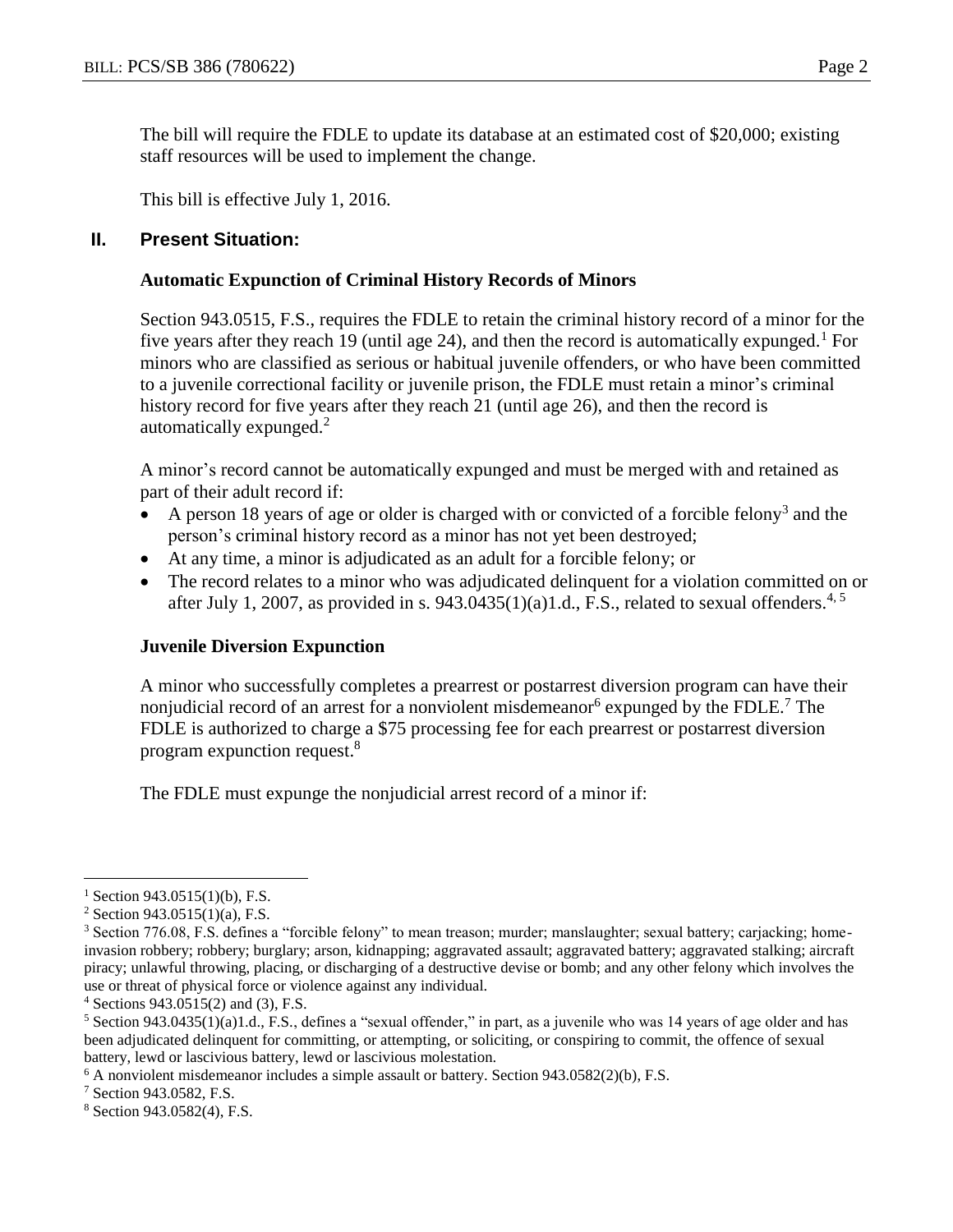The bill will require the FDLE to update its database at an estimated cost of $20,000; existing staff resources will be used to implement the change.

This bill is effective July 1, 2016.

## II. Present Situation:

### Automatic Expunction of Criminal History Records of Minors

Section 943.0515, F.S., requires the FDLE to retain the criminal history record of a minor for the five years after they reach 19 (until age 24), and then the record is automatically expunged.[1] For minors who are classified as serious or habitual juvenile offenders, or who have been committed to a juvenile correctional facility or juvenile prison, the FDLE must retain a minor's criminal history record for five years after they reach 21 (until age 26), and then the record is automatically expunged.[2]

A minor's record cannot be automatically expunged and must be merged with and retained as part of their adult record if:

- A person 18 years of age or older is charged with or convicted of a forcible felony[3] and the person's criminal history record as a minor has not yet been destroyed;
- At any time, a minor is adjudicated as an adult for a forcible felony; or
- The record relates to a minor who was adjudicated delinquent for a violation committed on or after July 1, 2007, as provided in s. 943.0435(1)(a)1.d., F.S., related to sexual offenders.[4, 5]

### Juvenile Diversion Expunction

A minor who successfully completes a prearrest or postarrest diversion program can have their nonjudicial record of an arrest for a nonviolent misdemeanor[6] expunged by the FDLE.[7] The FDLE is authorized to charge a $75 processing fee for each prearrest or postarrest diversion program expunction request.[8]

The FDLE must expunge the nonjudicial arrest record of a minor if:

---

[1] Section 943.0515(1)(b), F.S.

[2] Section 943.0515(1)(a), F.S.

[3] Section 776.08, F.S. defines a "forcible felony" to mean treason; murder; manslaughter; sexual battery; carjacking; home-invasion robbery; robbery; burglary; arson, kidnapping; aggravated assault; aggravated battery; aggravated stalking; aircraft piracy; unlawful throwing, placing, or discharging of a destructive devise or bomb; and any other felony which involves the use or threat of physical force or violence against any individual.

[4] Sections 943.0515(2) and (3), F.S.

[5] Section 943.0435(1)(a)1.d., F.S., defines a "sexual offender," in part, as a juvenile who was 14 years of age older and has been adjudicated delinquent for committing, or attempting, or soliciting, or conspiring to commit, the offence of sexual battery, lewd or lascivious battery, lewd or lascivious molestation.

[6] A nonviolent misdemeanor includes a simple assault or battery. Section 943.0582(2)(b), F.S.

[7] Section 943.0582, F.S.

[8] Section 943.0582(4), F.S.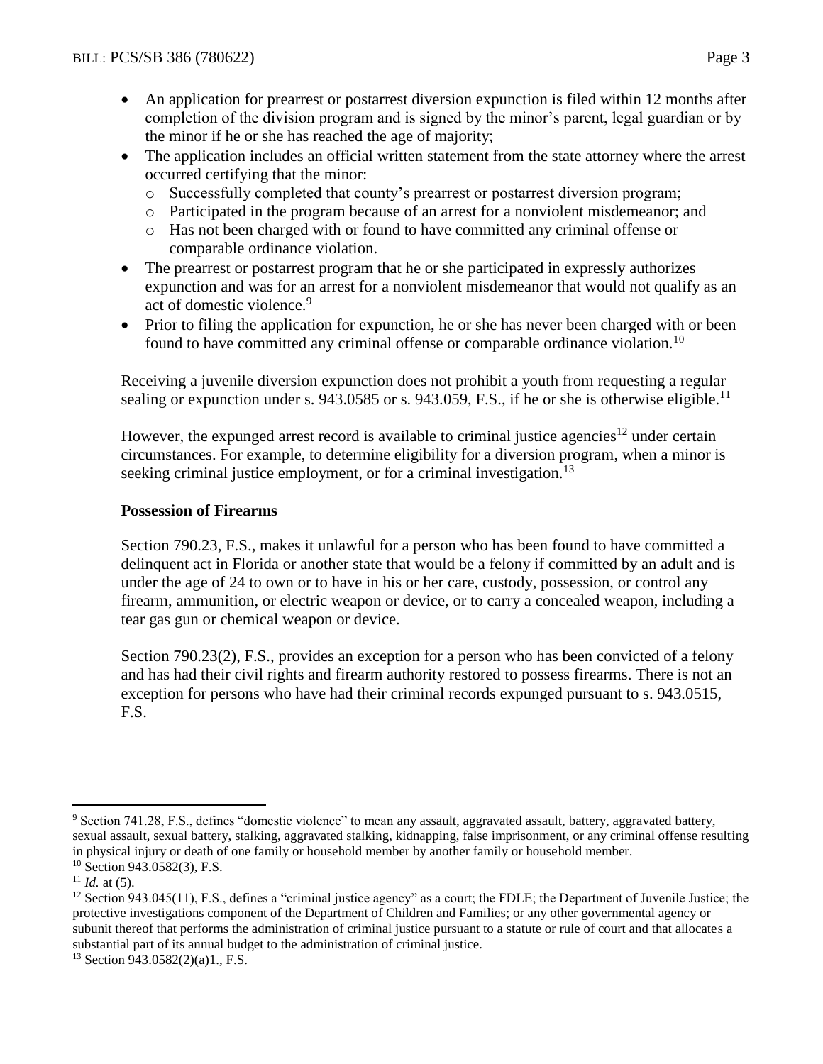- An application for prearrest or postarrest diversion expunction is filed within 12 months after completion of the division program and is signed by the minor's parent, legal guardian or by the minor if he or she has reached the age of majority;
- The application includes an official written statement from the state attorney where the arrest occurred certifying that the minor:
  - Successfully completed that county's prearrest or postarrest diversion program;
  - Participated in the program because of an arrest for a nonviolent misdemeanor; and
  - Has not been charged with or found to have committed any criminal offense or comparable ordinance violation.
- The prearrest or postarrest program that he or she participated in expressly authorizes expunction and was for an arrest for a nonviolent misdemeanor that would not qualify as an act of domestic violence.[9]
- Prior to filing the application for expunction, he or she has never been charged with or been found to have committed any criminal offense or comparable ordinance violation.[10]

Receiving a juvenile diversion expunction does not prohibit a youth from requesting a regular sealing or expunction under s. 943.0585 or s. 943.059, F.S., if he or she is otherwise eligible.[11]

However, the expunged arrest record is available to criminal justice agencies[12] under certain circumstances. For example, to determine eligibility for a diversion program, when a minor is seeking criminal justice employment, or for a criminal investigation.[13]

**Possession of Firearms**

Section 790.23, F.S., makes it unlawful for a person who has been found to have committed a delinquent act in Florida or another state that would be a felony if committed by an adult and is under the age of 24 to own or to have in his or her care, custody, possession, or control any firearm, ammunition, or electric weapon or device, or to carry a concealed weapon, including a tear gas gun or chemical weapon or device.

Section 790.23(2), F.S., provides an exception for a person who has been convicted of a felony and has had their civil rights and firearm authority restored to possess firearms. There is not an exception for persons who have had their criminal records expunged pursuant to s. 943.0515, F.S.

---

[9] Section 741.28, F.S., defines "domestic violence" to mean any assault, aggravated assault, battery, aggravated battery, sexual assault, sexual battery, stalking, aggravated stalking, kidnapping, false imprisonment, or any criminal offense resulting in physical injury or death of one family or household member by another family or household member.

[10] Section 943.0582(3), F.S.

[11] *Id.* at (5).

[12] Section 943.045(11), F.S., defines a "criminal justice agency" as a court; the FDLE; the Department of Juvenile Justice; the protective investigations component of the Department of Children and Families; or any other governmental agency or subunit thereof that performs the administration of criminal justice pursuant to a statute or rule of court and that allocates a substantial part of its annual budget to the administration of criminal justice.

[13] Section 943.0582(2)(a)1., F.S.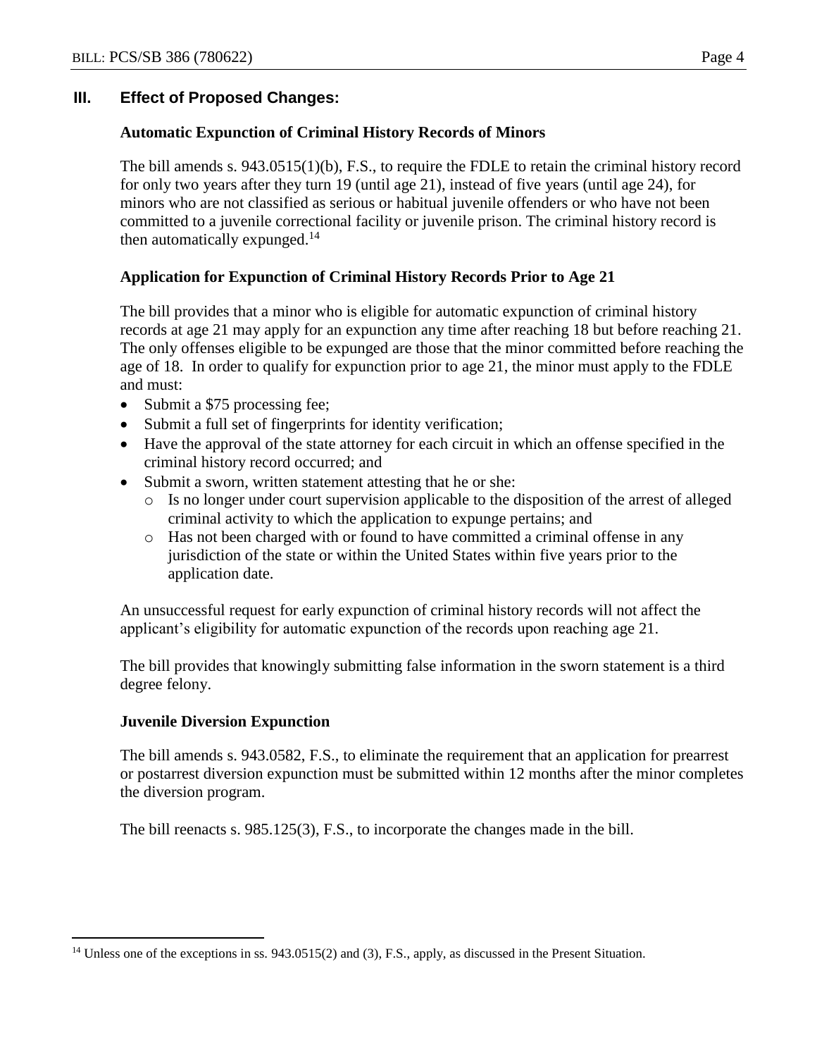## III. Effect of Proposed Changes:

### Automatic Expunction of Criminal History Records of Minors

The bill amends s. 943.0515(1)(b), F.S., to require the FDLE to retain the criminal history record for only two years after they turn 19 (until age 21), instead of five years (until age 24), for minors who are not classified as serious or habitual juvenile offenders or who have not been committed to a juvenile correctional facility or juvenile prison. The criminal history record is then automatically expunged.[14]

### Application for Expunction of Criminal History Records Prior to Age 21

The bill provides that a minor who is eligible for automatic expunction of criminal history records at age 21 may apply for an expunction any time after reaching 18 but before reaching 21. The only offenses eligible to be expunged are those that the minor committed before reaching the age of 18. In order to qualify for expunction prior to age 21, the minor must apply to the FDLE and must:

- Submit a $75 processing fee;
- Submit a full set of fingerprints for identity verification;
- Have the approval of the state attorney for each circuit in which an offense specified in the criminal history record occurred; and
- Submit a sworn, written statement attesting that he or she:
  - Is no longer under court supervision applicable to the disposition of the arrest of alleged criminal activity to which the application to expunge pertains; and
  - Has not been charged with or found to have committed a criminal offense in any jurisdiction of the state or within the United States within five years prior to the application date.

An unsuccessful request for early expunction of criminal history records will not affect the applicant's eligibility for automatic expunction of the records upon reaching age 21.

The bill provides that knowingly submitting false information in the sworn statement is a third degree felony.

### Juvenile Diversion Expunction

The bill amends s. 943.0582, F.S., to eliminate the requirement that an application for prearrest or postarrest diversion expunction must be submitted within 12 months after the minor completes the diversion program.

The bill reenacts s. 985.125(3), F.S., to incorporate the changes made in the bill.

---

[14] Unless one of the exceptions in ss. 943.0515(2) and (3), F.S., apply, as discussed in the Present Situation.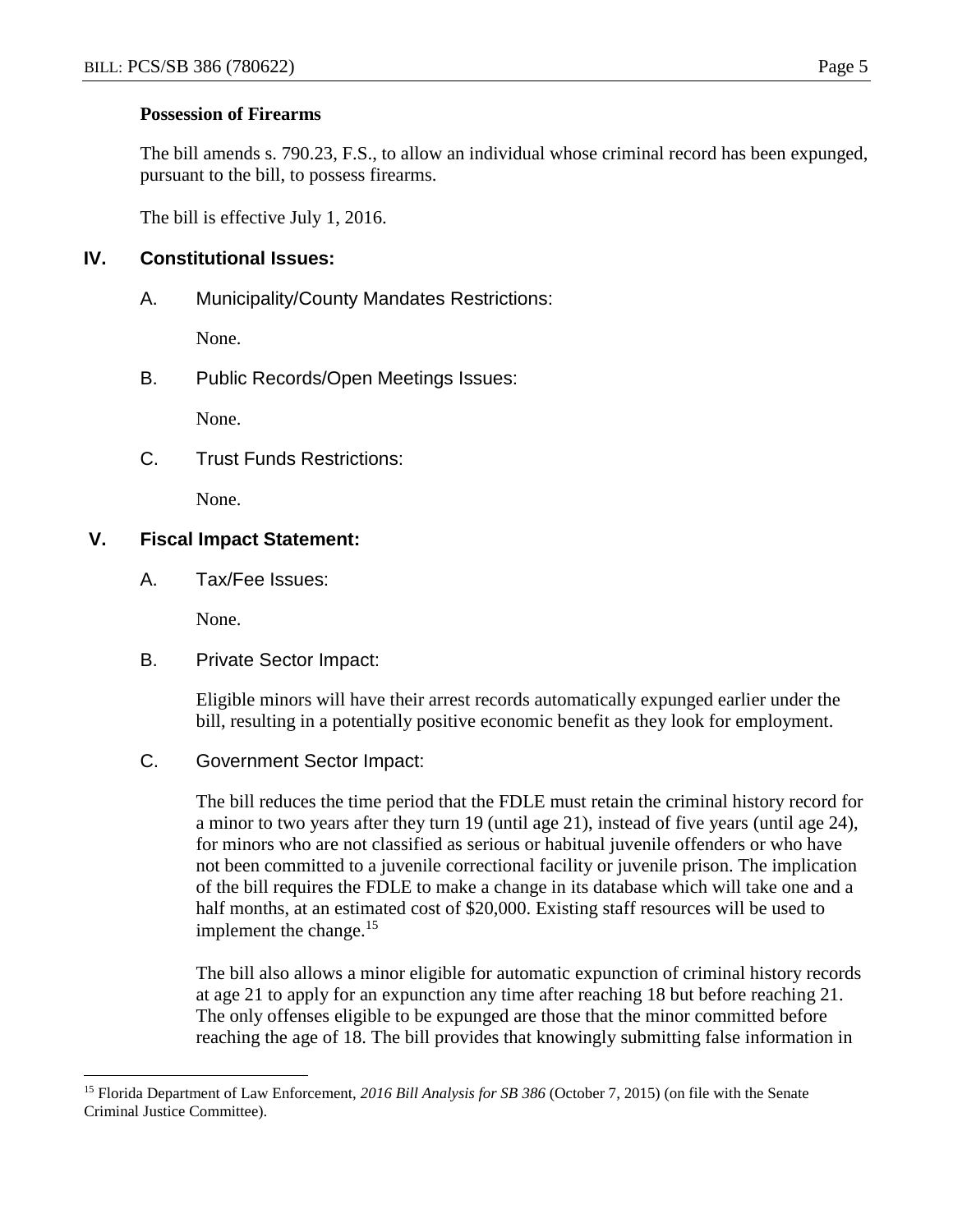**Possession of Firearms**

The bill amends s. 790.23, F.S., to allow an individual whose criminal record has been expunged, pursuant to the bill, to possess firearms.

The bill is effective July 1, 2016.

## IV. Constitutional Issues:

A. Municipality/County Mandates Restrictions:

None.

B. Public Records/Open Meetings Issues:

None.

C. Trust Funds Restrictions:

None.

## V. Fiscal Impact Statement:

A. Tax/Fee Issues:

None.

B. Private Sector Impact:

Eligible minors will have their arrest records automatically expunged earlier under the bill, resulting in a potentially positive economic benefit as they look for employment.

C. Government Sector Impact:

The bill reduces the time period that the FDLE must retain the criminal history record for a minor to two years after they turn 19 (until age 21), instead of five years (until age 24), for minors who are not classified as serious or habitual juvenile offenders or who have not been committed to a juvenile correctional facility or juvenile prison. The implication of the bill requires the FDLE to make a change in its database which will take one and a half months, at an estimated cost of $20,000. Existing staff resources will be used to implement the change.[15]

The bill also allows a minor eligible for automatic expunction of criminal history records at age 21 to apply for an expunction any time after reaching 18 but before reaching 21. The only offenses eligible to be expunged are those that the minor committed before reaching the age of 18. The bill provides that knowingly submitting false information in

---

[15] Florida Department of Law Enforcement, *2016 Bill Analysis for SB 386* (October 7, 2015) (on file with the Senate Criminal Justice Committee).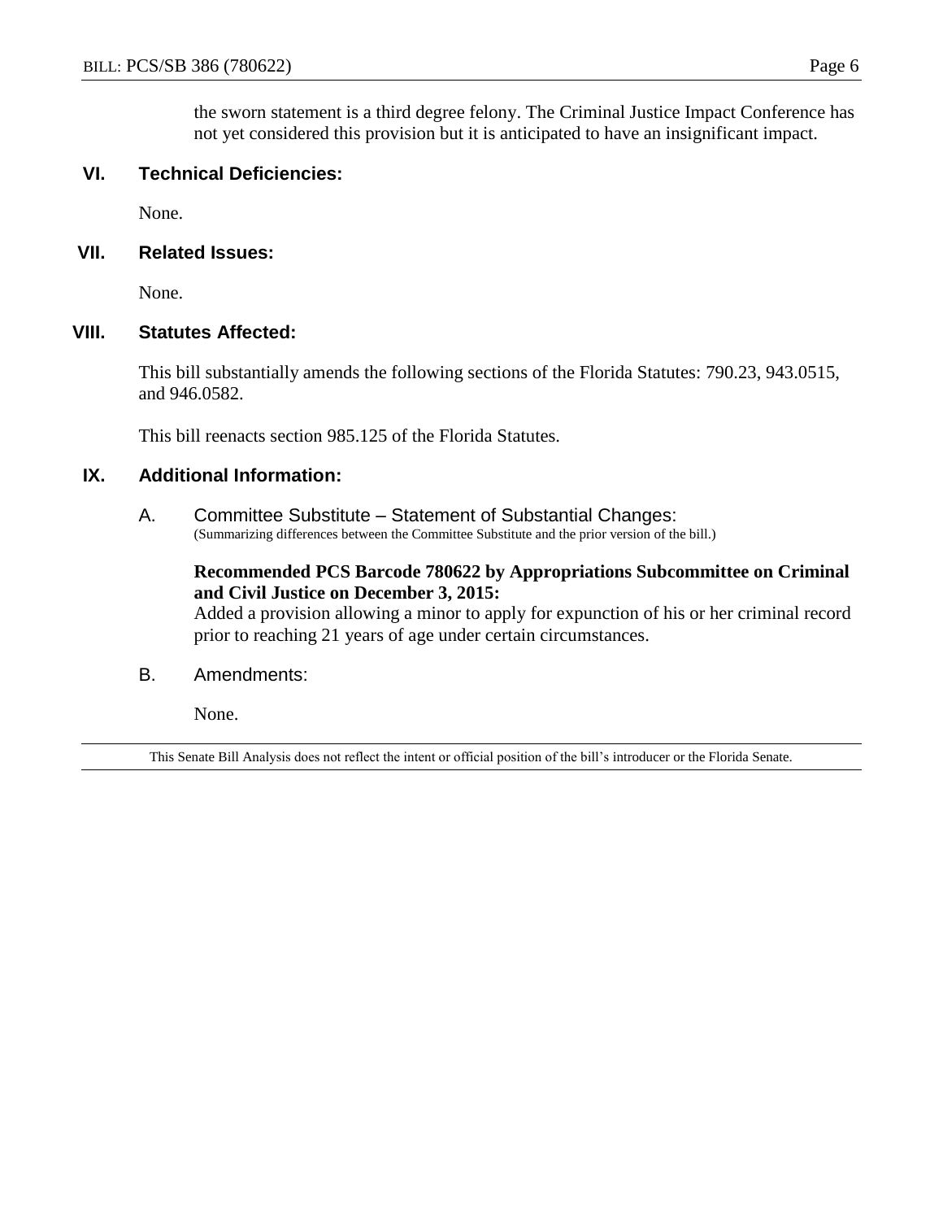the sworn statement is a third degree felony. The Criminal Justice Impact Conference has not yet considered this provision but it is anticipated to have an insignificant impact.

## VI. Technical Deficiencies:

None.

## VII. Related Issues:

None.

## VIII. Statutes Affected:

This bill substantially amends the following sections of the Florida Statutes: 790.23, 943.0515, and 946.0582.

This bill reenacts section 985.125 of the Florida Statutes.

## IX. Additional Information:

### A. Committee Substitute – Statement of Substantial Changes:

(Summarizing differences between the Committee Substitute and the prior version of the bill.)

**Recommended PCS Barcode 780622 by Appropriations Subcommittee on Criminal and Civil Justice on December 3, 2015:**
Added a provision allowing a minor to apply for expunction of his or her criminal record prior to reaching 21 years of age under certain circumstances.

### B. Amendments:

None.

This Senate Bill Analysis does not reflect the intent or official position of the bill's introducer or the Florida Senate.